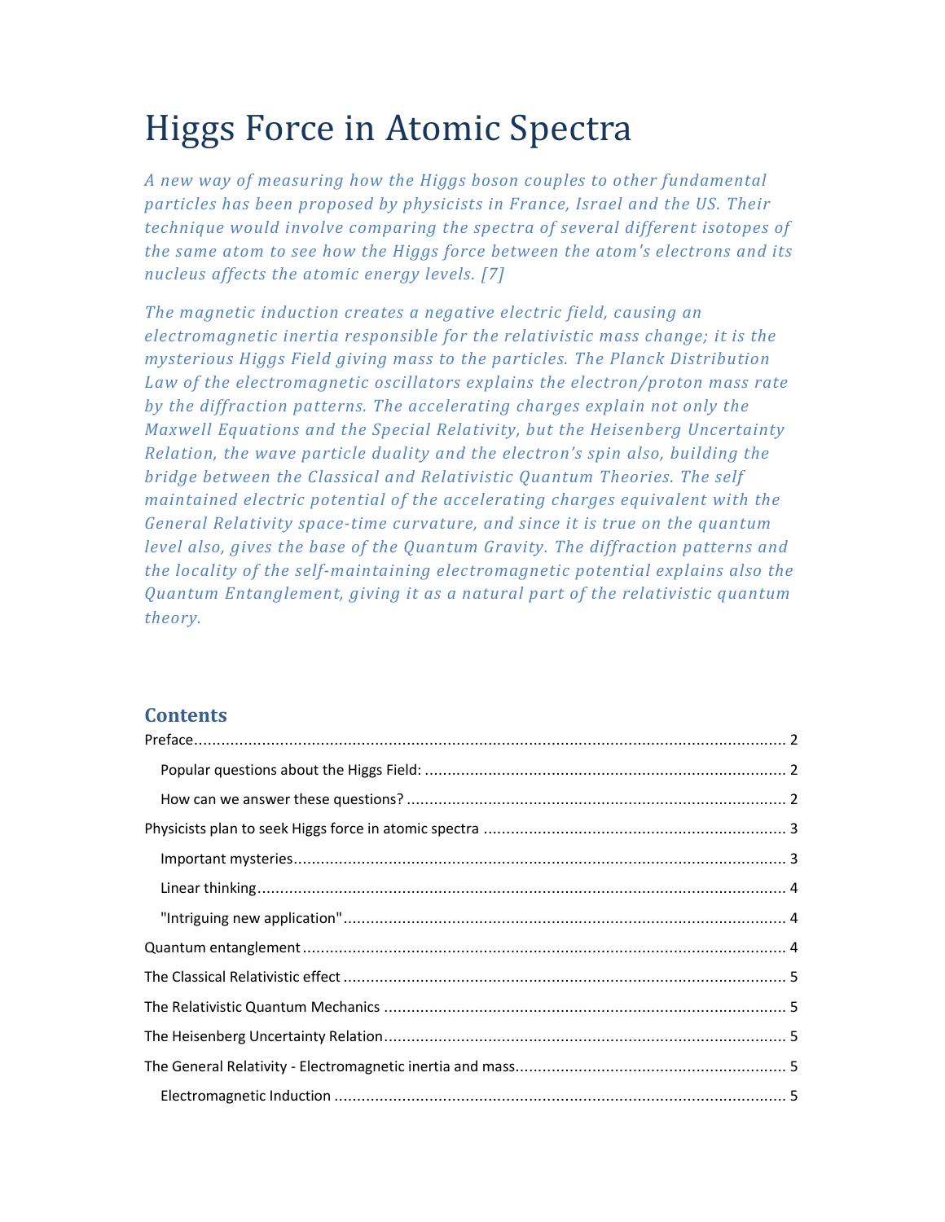# Higgs Force in Atomic Spectra

*A new way of measuring how the Higgs boson couples to other fundamental particles has been proposed by physicists in France, Israel and the US. Their technique would involve comparing the spectra of several different isotopes of the same atom to see how the Higgs force between the atom's electrons and its nucleus affects the atomic energy levels. [7]*

*The magnetic induction creates a negative electric field, causing an electromagnetic inertia responsible for the relativistic mass change; it is the mysterious Higgs Field giving mass to the particles. The Planck Distribution Law of the electromagnetic oscillators explains the electron/proton mass rate by the diffraction patterns. The accelerating charges explain not only the Maxwell Equations and the Special Relativity, but the Heisenberg Uncertainty Relation, the wave particle duality and the electron's spin also, building the bridge between the Classical and Relativistic Quantum Theories. The self maintained electric potential of the accelerating charges equivalent with the General Relativity space-time curvature, and since it is true on the quantum level also, gives the base of the Quantum Gravity. The diffraction patterns and the locality of the self-maintaining electromagnetic potential explains also the Quantum Entanglement, giving it as a natural part of the relativistic quantum theory.*

## Contents

Preface ........ 2
- Popular questions about the Higgs Field: ........ 2
- How can we answer these questions? ........ 2

Physicists plan to seek Higgs force in atomic spectra ........ 3
- Important mysteries ........ 3
- Linear thinking ........ 4
- "Intriguing new application" ........ 4

Quantum entanglement ........ 4

The Classical Relativistic effect ........ 5

The Relativistic Quantum Mechanics ........ 5

The Heisenberg Uncertainty Relation ........ 5

The General Relativity - Electromagnetic inertia and mass ........ 5
- Electromagnetic Induction ........ 5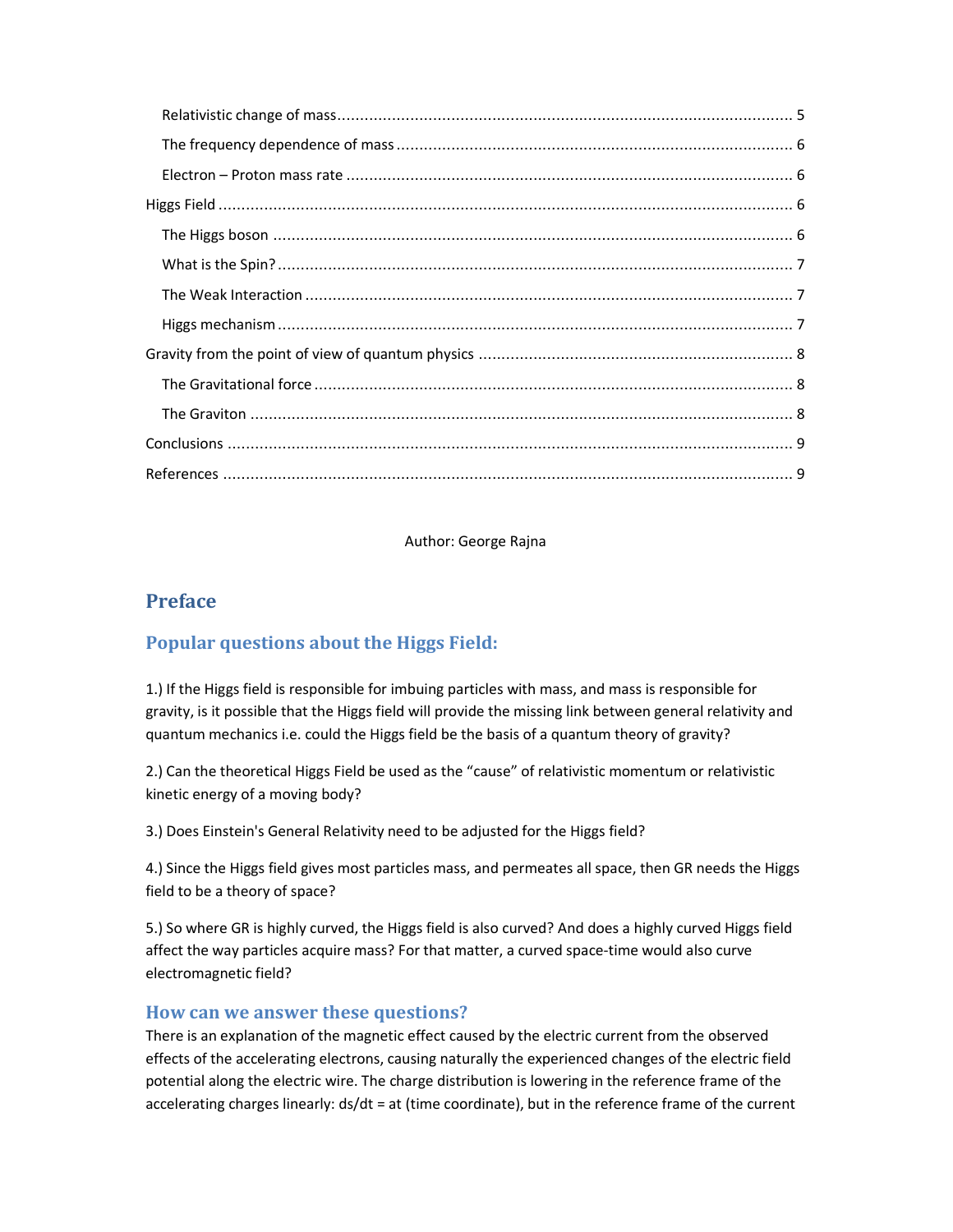Relativistic change of mass .................................................................................................... 5

The frequency dependence of mass ....................................................................................... 6

Electron – Proton mass rate ................................................................................................... 6

Higgs Field ............................................................................................................................... 6

The Higgs boson ..................................................................................................................... 6

What is the Spin? .................................................................................................................... 7

The Weak Interaction ............................................................................................................. 7

Higgs mechanism .................................................................................................................... 7

Gravity from the point of view of quantum physics ..................................................................... 8

The Gravitational force ........................................................................................................... 8

The Graviton .......................................................................................................................... 8

Conclusions .............................................................................................................................. 9

References ............................................................................................................................... 9

Author: George Rajna

# Preface

## Popular questions about the Higgs Field:

1.) If the Higgs field is responsible for imbuing particles with mass, and mass is responsible for gravity, is it possible that the Higgs field will provide the missing link between general relativity and quantum mechanics i.e. could the Higgs field be the basis of a quantum theory of gravity?

2.) Can the theoretical Higgs Field be used as the "cause" of relativistic momentum or relativistic kinetic energy of a moving body?

3.) Does Einstein's General Relativity need to be adjusted for the Higgs field?

4.) Since the Higgs field gives most particles mass, and permeates all space, then GR needs the Higgs field to be a theory of space?

5.) So where GR is highly curved, the Higgs field is also curved? And does a highly curved Higgs field affect the way particles acquire mass? For that matter, a curved space-time would also curve electromagnetic field?

### How can we answer these questions?

There is an explanation of the magnetic effect caused by the electric current from the observed effects of the accelerating electrons, causing naturally the experienced changes of the electric field potential along the electric wire. The charge distribution is lowering in the reference frame of the accelerating charges linearly: ds/dt = at (time coordinate), but in the reference frame of the current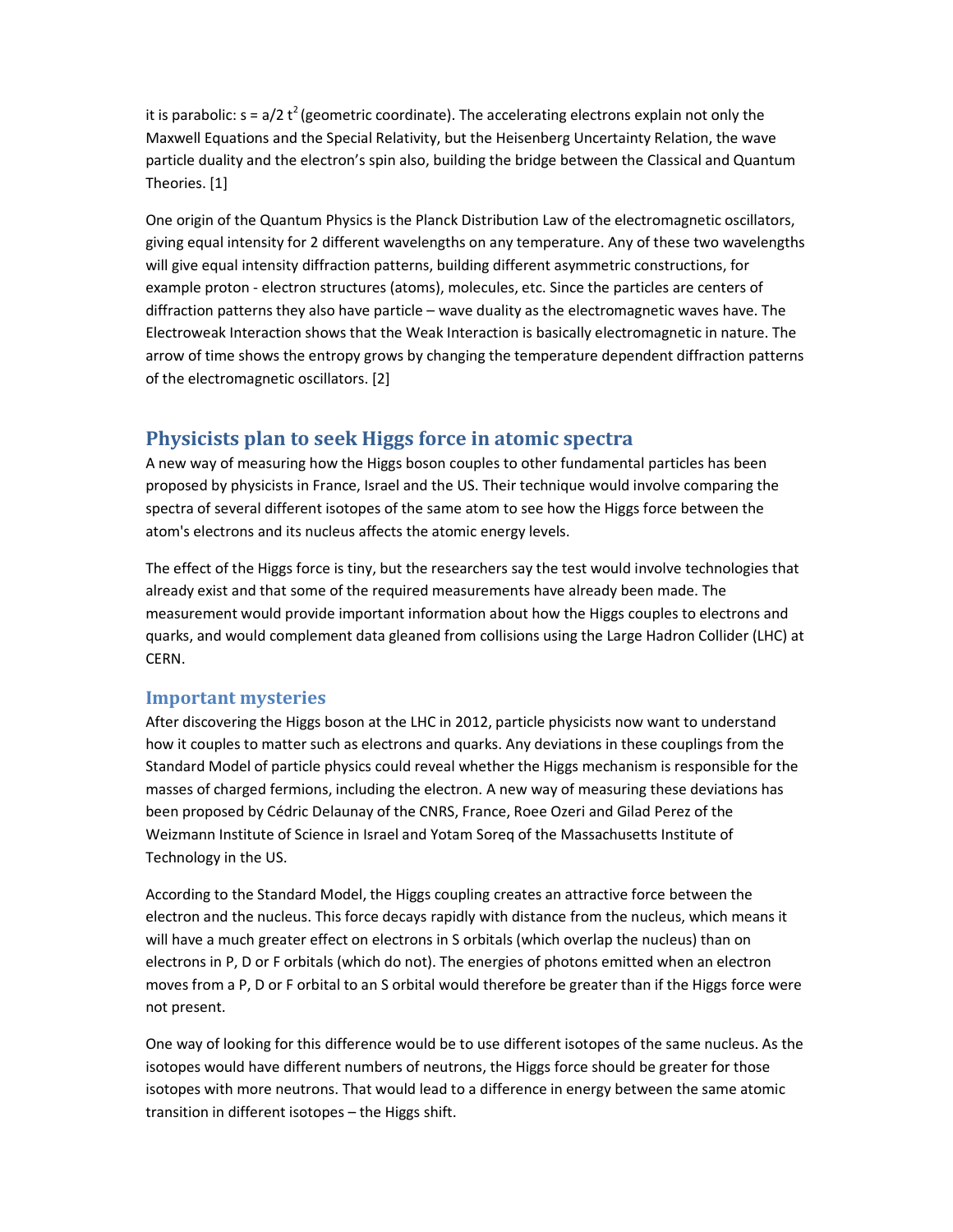it is parabolic: $s = a/2 t^2$ (geometric coordinate). The accelerating electrons explain not only the Maxwell Equations and the Special Relativity, but the Heisenberg Uncertainty Relation, the wave particle duality and the electron's spin also, building the bridge between the Classical and Quantum Theories. [1]

One origin of the Quantum Physics is the Planck Distribution Law of the electromagnetic oscillators, giving equal intensity for 2 different wavelengths on any temperature. Any of these two wavelengths will give equal intensity diffraction patterns, building different asymmetric constructions, for example proton - electron structures (atoms), molecules, etc. Since the particles are centers of diffraction patterns they also have particle – wave duality as the electromagnetic waves have. The Electroweak Interaction shows that the Weak Interaction is basically electromagnetic in nature. The arrow of time shows the entropy grows by changing the temperature dependent diffraction patterns of the electromagnetic oscillators. [2]

## Physicists plan to seek Higgs force in atomic spectra

A new way of measuring how the Higgs boson couples to other fundamental particles has been proposed by physicists in France, Israel and the US. Their technique would involve comparing the spectra of several different isotopes of the same atom to see how the Higgs force between the atom's electrons and its nucleus affects the atomic energy levels.

The effect of the Higgs force is tiny, but the researchers say the test would involve technologies that already exist and that some of the required measurements have already been made. The measurement would provide important information about how the Higgs couples to electrons and quarks, and would complement data gleaned from collisions using the Large Hadron Collider (LHC) at CERN.

### Important mysteries

After discovering the Higgs boson at the LHC in 2012, particle physicists now want to understand how it couples to matter such as electrons and quarks. Any deviations in these couplings from the Standard Model of particle physics could reveal whether the Higgs mechanism is responsible for the masses of charged fermions, including the electron. A new way of measuring these deviations has been proposed by Cédric Delaunay of the CNRS, France, Roee Ozeri and Gilad Perez of the Weizmann Institute of Science in Israel and Yotam Soreq of the Massachusetts Institute of Technology in the US.

According to the Standard Model, the Higgs coupling creates an attractive force between the electron and the nucleus. This force decays rapidly with distance from the nucleus, which means it will have a much greater effect on electrons in S orbitals (which overlap the nucleus) than on electrons in P, D or F orbitals (which do not). The energies of photons emitted when an electron moves from a P, D or F orbital to an S orbital would therefore be greater than if the Higgs force were not present.

One way of looking for this difference would be to use different isotopes of the same nucleus. As the isotopes would have different numbers of neutrons, the Higgs force should be greater for those isotopes with more neutrons. That would lead to a difference in energy between the same atomic transition in different isotopes – the Higgs shift.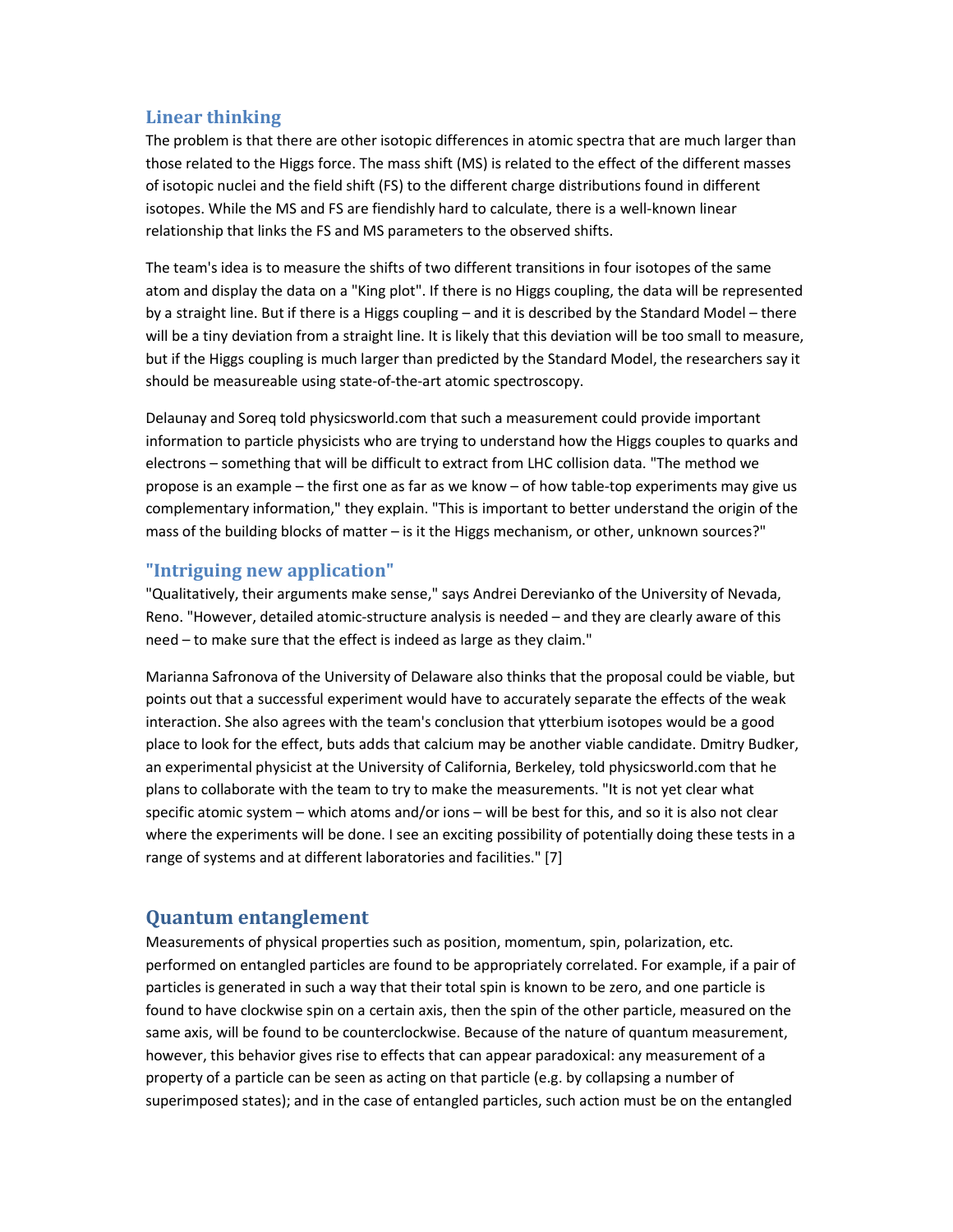## Linear thinking

The problem is that there are other isotopic differences in atomic spectra that are much larger than those related to the Higgs force. The mass shift (MS) is related to the effect of the different masses of isotopic nuclei and the field shift (FS) to the different charge distributions found in different isotopes. While the MS and FS are fiendishly hard to calculate, there is a well-known linear relationship that links the FS and MS parameters to the observed shifts.

The team's idea is to measure the shifts of two different transitions in four isotopes of the same atom and display the data on a "King plot". If there is no Higgs coupling, the data will be represented by a straight line. But if there is a Higgs coupling – and it is described by the Standard Model – there will be a tiny deviation from a straight line. It is likely that this deviation will be too small to measure, but if the Higgs coupling is much larger than predicted by the Standard Model, the researchers say it should be measureable using state-of-the-art atomic spectroscopy.

Delaunay and Soreq told physicsworld.com that such a measurement could provide important information to particle physicists who are trying to understand how the Higgs couples to quarks and electrons – something that will be difficult to extract from LHC collision data. "The method we propose is an example – the first one as far as we know – of how table-top experiments may give us complementary information," they explain. "This is important to better understand the origin of the mass of the building blocks of matter – is it the Higgs mechanism, or other, unknown sources?"

## "Intriguing new application"

"Qualitatively, their arguments make sense," says Andrei Derevianko of the University of Nevada, Reno. "However, detailed atomic-structure analysis is needed – and they are clearly aware of this need – to make sure that the effect is indeed as large as they claim."

Marianna Safronova of the University of Delaware also thinks that the proposal could be viable, but points out that a successful experiment would have to accurately separate the effects of the weak interaction. She also agrees with the team's conclusion that ytterbium isotopes would be a good place to look for the effect, buts adds that calcium may be another viable candidate. Dmitry Budker, an experimental physicist at the University of California, Berkeley, told physicsworld.com that he plans to collaborate with the team to try to make the measurements. "It is not yet clear what specific atomic system – which atoms and/or ions – will be best for this, and so it is also not clear where the experiments will be done. I see an exciting possibility of potentially doing these tests in a range of systems and at different laboratories and facilities." [7]

## Quantum entanglement

Measurements of physical properties such as position, momentum, spin, polarization, etc. performed on entangled particles are found to be appropriately correlated. For example, if a pair of particles is generated in such a way that their total spin is known to be zero, and one particle is found to have clockwise spin on a certain axis, then the spin of the other particle, measured on the same axis, will be found to be counterclockwise. Because of the nature of quantum measurement, however, this behavior gives rise to effects that can appear paradoxical: any measurement of a property of a particle can be seen as acting on that particle (e.g. by collapsing a number of superimposed states); and in the case of entangled particles, such action must be on the entangled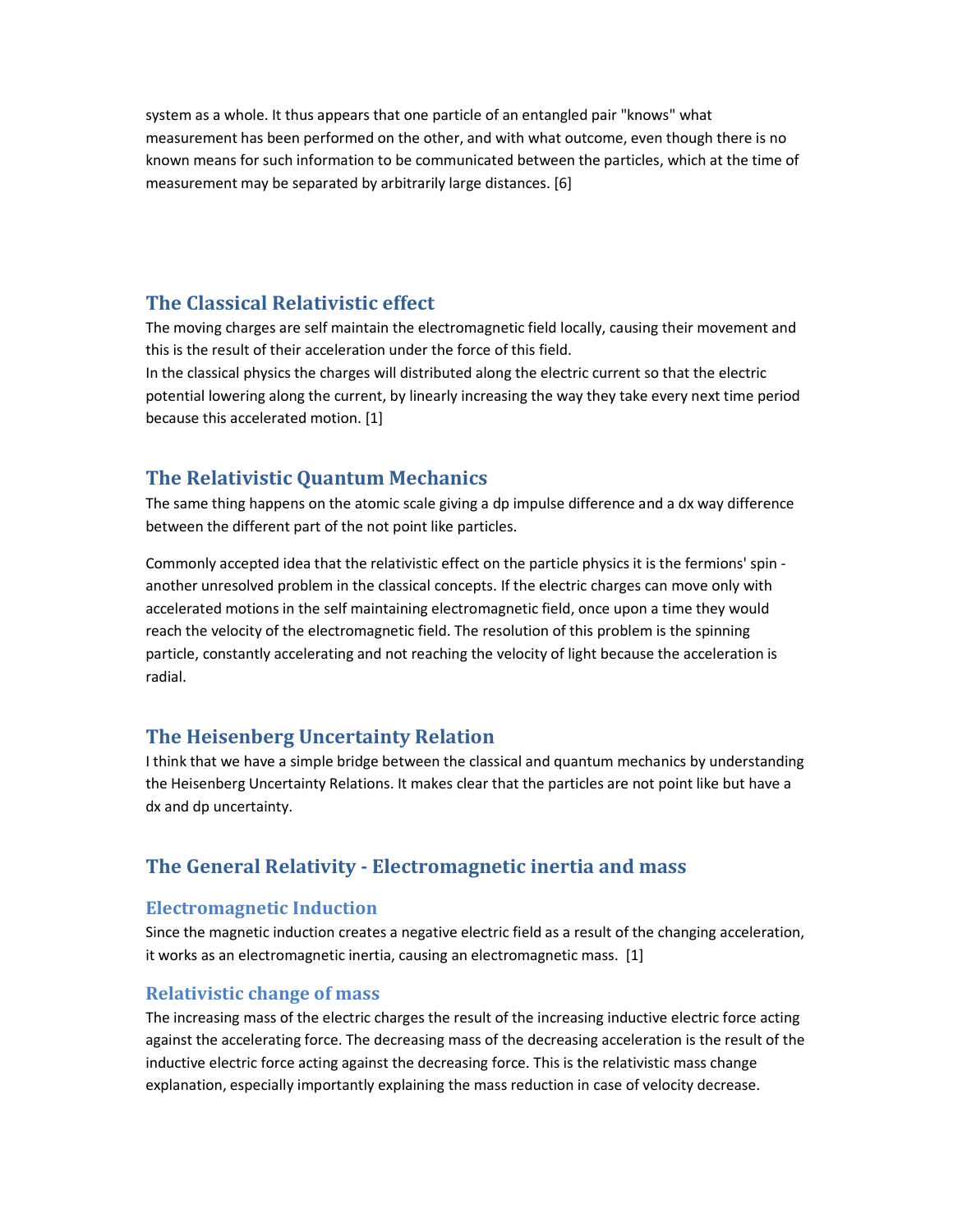system as a whole. It thus appears that one particle of an entangled pair "knows" what measurement has been performed on the other, and with what outcome, even though there is no known means for such information to be communicated between the particles, which at the time of measurement may be separated by arbitrarily large distances. [6]

## The Classical Relativistic effect

The moving charges are self maintain the electromagnetic field locally, causing their movement and this is the result of their acceleration under the force of this field.
In the classical physics the charges will distributed along the electric current so that the electric potential lowering along the current, by linearly increasing the way they take every next time period because this accelerated motion. [1]

## The Relativistic Quantum Mechanics

The same thing happens on the atomic scale giving a dp impulse difference and a dx way difference between the different part of the not point like particles.

Commonly accepted idea that the relativistic effect on the particle physics it is the fermions' spin - another unresolved problem in the classical concepts. If the electric charges can move only with accelerated motions in the self maintaining electromagnetic field, once upon a time they would reach the velocity of the electromagnetic field. The resolution of this problem is the spinning particle, constantly accelerating and not reaching the velocity of light because the acceleration is radial.

## The Heisenberg Uncertainty Relation

I think that we have a simple bridge between the classical and quantum mechanics by understanding the Heisenberg Uncertainty Relations. It makes clear that the particles are not point like but have a dx and dp uncertainty.

## The General Relativity - Electromagnetic inertia and mass

### Electromagnetic Induction

Since the magnetic induction creates a negative electric field as a result of the changing acceleration, it works as an electromagnetic inertia, causing an electromagnetic mass. [1]

### Relativistic change of mass

The increasing mass of the electric charges the result of the increasing inductive electric force acting against the accelerating force. The decreasing mass of the decreasing acceleration is the result of the inductive electric force acting against the decreasing force. This is the relativistic mass change explanation, especially importantly explaining the mass reduction in case of velocity decrease.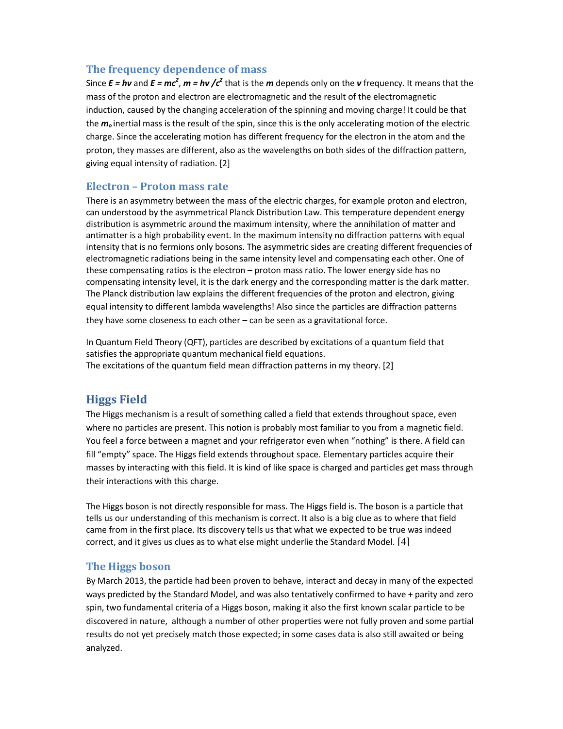### The frequency dependence of mass

Since $\boldsymbol{E = h\nu}$ and $\boldsymbol{E = mc^2}$, $\boldsymbol{m = h\nu / c^2}$ that is the $\boldsymbol{m}$ depends only on the $\boldsymbol{\nu}$ frequency. It means that the mass of the proton and electron are electromagnetic and the result of the electromagnetic induction, caused by the changing acceleration of the spinning and moving charge! It could be that the $\boldsymbol{m_o}$ inertial mass is the result of the spin, since this is the only accelerating motion of the electric charge. Since the accelerating motion has different frequency for the electron in the atom and the proton, they masses are different, also as the wavelengths on both sides of the diffraction pattern, giving equal intensity of radiation. [2]

### Electron – Proton mass rate

There is an asymmetry between the mass of the electric charges, for example proton and electron, can understood by the asymmetrical Planck Distribution Law. This temperature dependent energy distribution is asymmetric around the maximum intensity, where the annihilation of matter and antimatter is a high probability event. In the maximum intensity no diffraction patterns with equal intensity that is no fermions only bosons. The asymmetric sides are creating different frequencies of electromagnetic radiations being in the same intensity level and compensating each other. One of these compensating ratios is the electron – proton mass ratio. The lower energy side has no compensating intensity level, it is the dark energy and the corresponding matter is the dark matter. The Planck distribution law explains the different frequencies of the proton and electron, giving equal intensity to different lambda wavelengths! Also since the particles are diffraction patterns they have some closeness to each other – can be seen as a gravitational force.

In Quantum Field Theory (QFT), particles are described by excitations of a quantum field that satisfies the appropriate quantum mechanical field equations.
The excitations of the quantum field mean diffraction patterns in my theory. [2]

## Higgs Field

The Higgs mechanism is a result of something called a field that extends throughout space, even where no particles are present. This notion is probably most familiar to you from a magnetic field. You feel a force between a magnet and your refrigerator even when "nothing" is there. A field can fill "empty" space. The Higgs field extends throughout space. Elementary particles acquire their masses by interacting with this field. It is kind of like space is charged and particles get mass through their interactions with this charge.

The Higgs boson is not directly responsible for mass. The Higgs field is. The boson is a particle that tells us our understanding of this mechanism is correct. It also is a big clue as to where that field came from in the first place. Its discovery tells us that what we expected to be true was indeed correct, and it gives us clues as to what else might underlie the Standard Model. [4]

### The Higgs boson

By March 2013, the particle had been proven to behave, interact and decay in many of the expected ways predicted by the Standard Model, and was also tentatively confirmed to have + parity and zero spin, two fundamental criteria of a Higgs boson, making it also the first known scalar particle to be discovered in nature, although a number of other properties were not fully proven and some partial results do not yet precisely match those expected; in some cases data is also still awaited or being analyzed.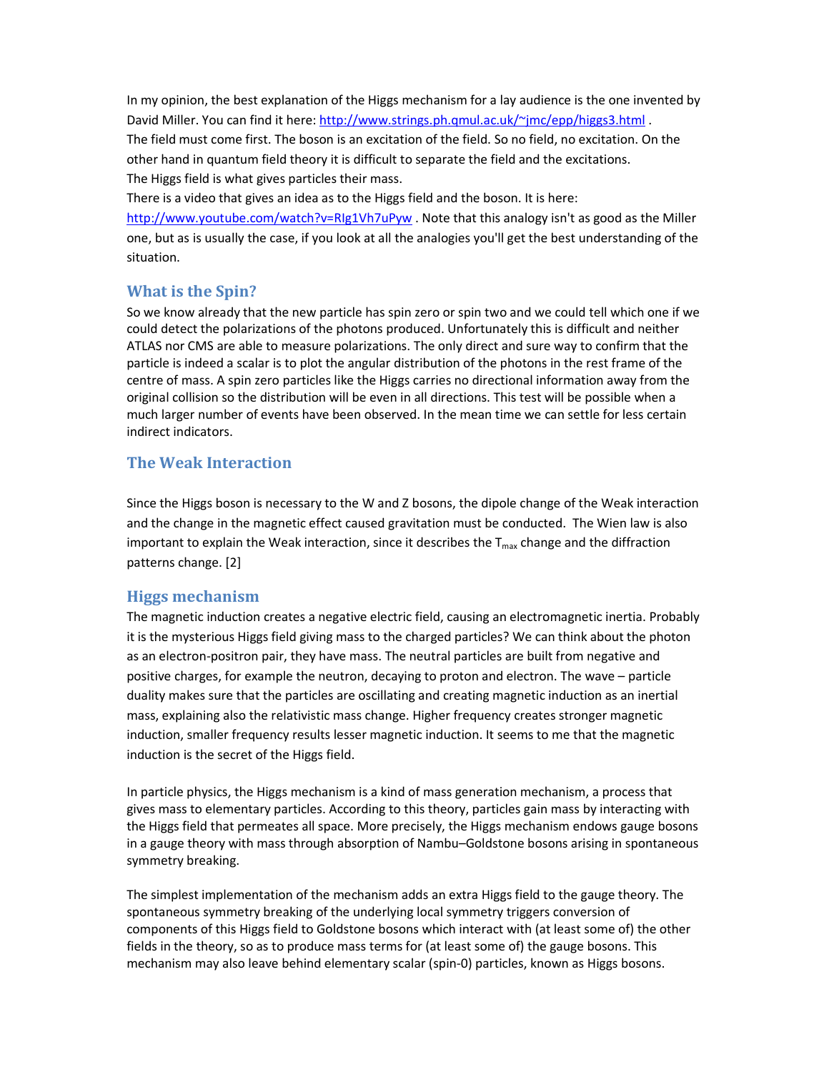In my opinion, the best explanation of the Higgs mechanism for a lay audience is the one invented by David Miller. You can find it here: http://www.strings.ph.qmul.ac.uk/~jmc/epp/higgs3.html .
The field must come first. The boson is an excitation of the field. So no field, no excitation. On the other hand in quantum field theory it is difficult to separate the field and the excitations.
The Higgs field is what gives particles their mass.
There is a video that gives an idea as to the Higgs field and the boson. It is here: http://www.youtube.com/watch?v=RIg1Vh7uPyw . Note that this analogy isn't as good as the Miller one, but as is usually the case, if you look at all the analogies you'll get the best understanding of the situation.

## What is the Spin?

So we know already that the new particle has spin zero or spin two and we could tell which one if we could detect the polarizations of the photons produced. Unfortunately this is difficult and neither ATLAS nor CMS are able to measure polarizations. The only direct and sure way to confirm that the particle is indeed a scalar is to plot the angular distribution of the photons in the rest frame of the centre of mass. A spin zero particles like the Higgs carries no directional information away from the original collision so the distribution will be even in all directions. This test will be possible when a much larger number of events have been observed. In the mean time we can settle for less certain indirect indicators.

## The Weak Interaction

Since the Higgs boson is necessary to the W and Z bosons, the dipole change of the Weak interaction and the change in the magnetic effect caused gravitation must be conducted. The Wien law is also important to explain the Weak interaction, since it describes the $T_{max}$ change and the diffraction patterns change. [2]

## Higgs mechanism

The magnetic induction creates a negative electric field, causing an electromagnetic inertia. Probably it is the mysterious Higgs field giving mass to the charged particles? We can think about the photon as an electron-positron pair, they have mass. The neutral particles are built from negative and positive charges, for example the neutron, decaying to proton and electron. The wave – particle duality makes sure that the particles are oscillating and creating magnetic induction as an inertial mass, explaining also the relativistic mass change. Higher frequency creates stronger magnetic induction, smaller frequency results lesser magnetic induction. It seems to me that the magnetic induction is the secret of the Higgs field.

In particle physics, the Higgs mechanism is a kind of mass generation mechanism, a process that gives mass to elementary particles. According to this theory, particles gain mass by interacting with the Higgs field that permeates all space. More precisely, the Higgs mechanism endows gauge bosons in a gauge theory with mass through absorption of Nambu–Goldstone bosons arising in spontaneous symmetry breaking.

The simplest implementation of the mechanism adds an extra Higgs field to the gauge theory. The spontaneous symmetry breaking of the underlying local symmetry triggers conversion of components of this Higgs field to Goldstone bosons which interact with (at least some of) the other fields in the theory, so as to produce mass terms for (at least some of) the gauge bosons. This mechanism may also leave behind elementary scalar (spin-0) particles, known as Higgs bosons.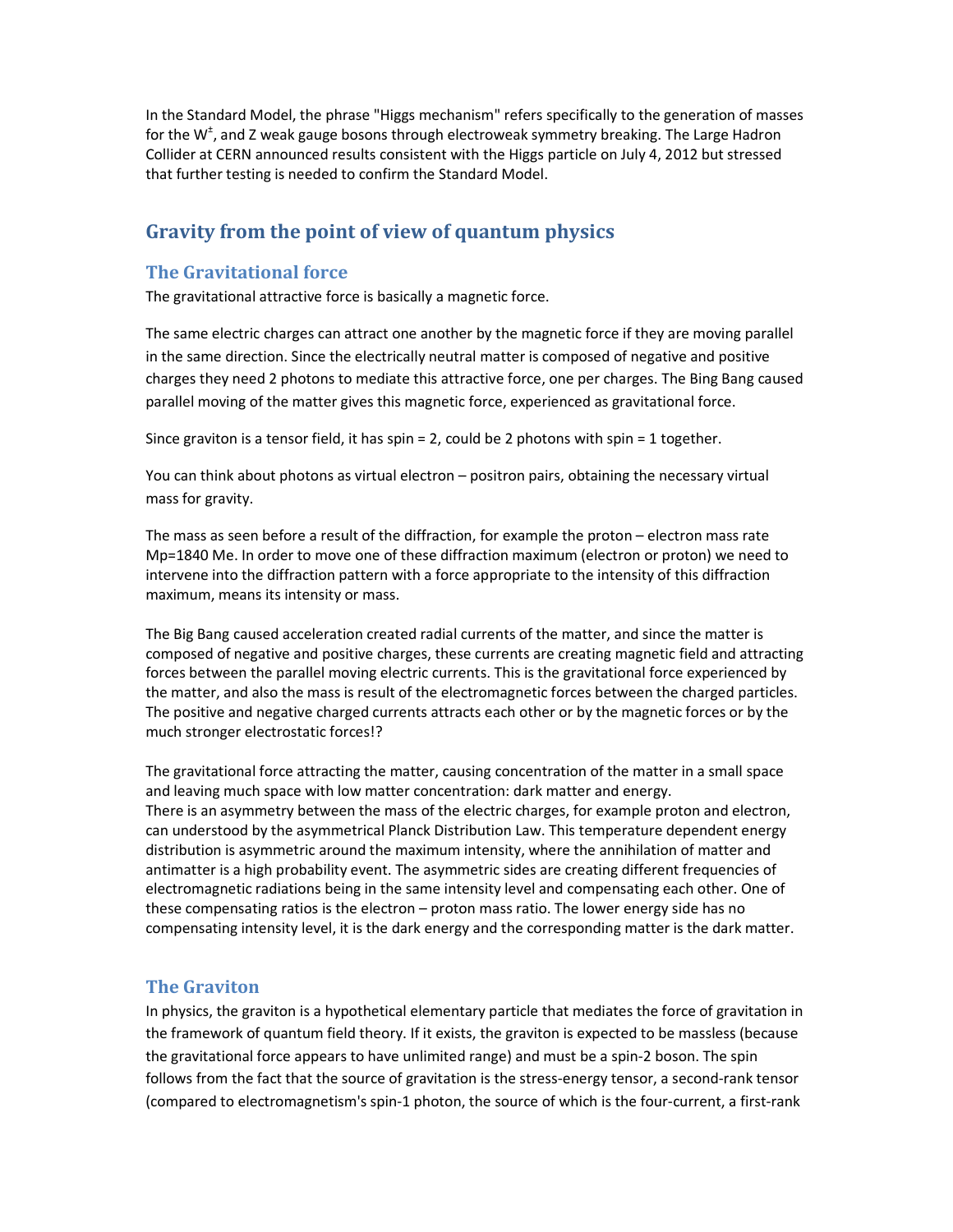In the Standard Model, the phrase "Higgs mechanism" refers specifically to the generation of masses for the $W^{\pm}$, and Z weak gauge bosons through electroweak symmetry breaking. The Large Hadron Collider at CERN announced results consistent with the Higgs particle on July 4, 2012 but stressed that further testing is needed to confirm the Standard Model.

## Gravity from the point of view of quantum physics

### The Gravitational force

The gravitational attractive force is basically a magnetic force.

The same electric charges can attract one another by the magnetic force if they are moving parallel in the same direction. Since the electrically neutral matter is composed of negative and positive charges they need 2 photons to mediate this attractive force, one per charges. The Bing Bang caused parallel moving of the matter gives this magnetic force, experienced as gravitational force.

Since graviton is a tensor field, it has spin = 2, could be 2 photons with spin = 1 together.

You can think about photons as virtual electron – positron pairs, obtaining the necessary virtual mass for gravity.

The mass as seen before a result of the diffraction, for example the proton – electron mass rate Mp=1840 Me. In order to move one of these diffraction maximum (electron or proton) we need to intervene into the diffraction pattern with a force appropriate to the intensity of this diffraction maximum, means its intensity or mass.

The Big Bang caused acceleration created radial currents of the matter, and since the matter is composed of negative and positive charges, these currents are creating magnetic field and attracting forces between the parallel moving electric currents. This is the gravitational force experienced by the matter, and also the mass is result of the electromagnetic forces between the charged particles. The positive and negative charged currents attracts each other or by the magnetic forces or by the much stronger electrostatic forces!?

The gravitational force attracting the matter, causing concentration of the matter in a small space and leaving much space with low matter concentration: dark matter and energy.
There is an asymmetry between the mass of the electric charges, for example proton and electron, can understood by the asymmetrical Planck Distribution Law. This temperature dependent energy distribution is asymmetric around the maximum intensity, where the annihilation of matter and antimatter is a high probability event. The asymmetric sides are creating different frequencies of electromagnetic radiations being in the same intensity level and compensating each other. One of these compensating ratios is the electron – proton mass ratio. The lower energy side has no compensating intensity level, it is the dark energy and the corresponding matter is the dark matter.

### The Graviton

In physics, the graviton is a hypothetical elementary particle that mediates the force of gravitation in the framework of quantum field theory. If it exists, the graviton is expected to be massless (because the gravitational force appears to have unlimited range) and must be a spin-2 boson. The spin follows from the fact that the source of gravitation is the stress-energy tensor, a second-rank tensor (compared to electromagnetism's spin-1 photon, the source of which is the four-current, a first-rank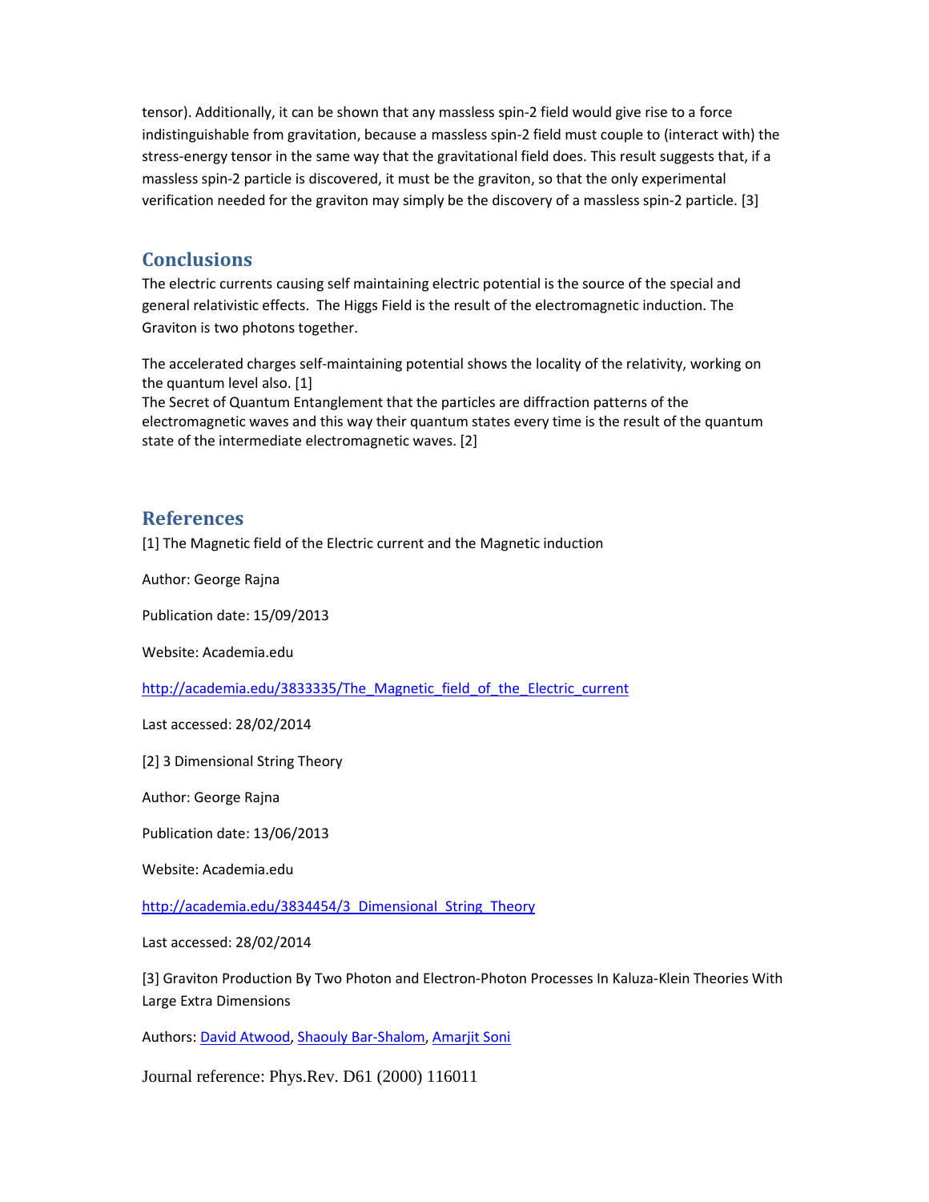tensor). Additionally, it can be shown that any massless spin-2 field would give rise to a force indistinguishable from gravitation, because a massless spin-2 field must couple to (interact with) the stress-energy tensor in the same way that the gravitational field does. This result suggests that, if a massless spin-2 particle is discovered, it must be the graviton, so that the only experimental verification needed for the graviton may simply be the discovery of a massless spin-2 particle. [3]

## Conclusions

The electric currents causing self maintaining electric potential is the source of the special and general relativistic effects. The Higgs Field is the result of the electromagnetic induction. The Graviton is two photons together.

The accelerated charges self-maintaining potential shows the locality of the relativity, working on the quantum level also. [1]
The Secret of Quantum Entanglement that the particles are diffraction patterns of the electromagnetic waves and this way their quantum states every time is the result of the quantum state of the intermediate electromagnetic waves. [2]

## References

[1] The Magnetic field of the Electric current and the Magnetic induction

Author: George Rajna

Publication date: 15/09/2013

Website: Academia.edu

http://academia.edu/3833335/The_Magnetic_field_of_the_Electric_current

Last accessed: 28/02/2014

[2] 3 Dimensional String Theory

Author: George Rajna

Publication date: 13/06/2013

Website: Academia.edu

http://academia.edu/3834454/3_Dimensional_String_Theory

Last accessed: 28/02/2014

[3] Graviton Production By Two Photon and Electron-Photon Processes In Kaluza-Klein Theories With Large Extra Dimensions

Authors: David Atwood, Shaouly Bar-Shalom, Amarjit Soni

Journal reference: Phys.Rev. D61 (2000) 116011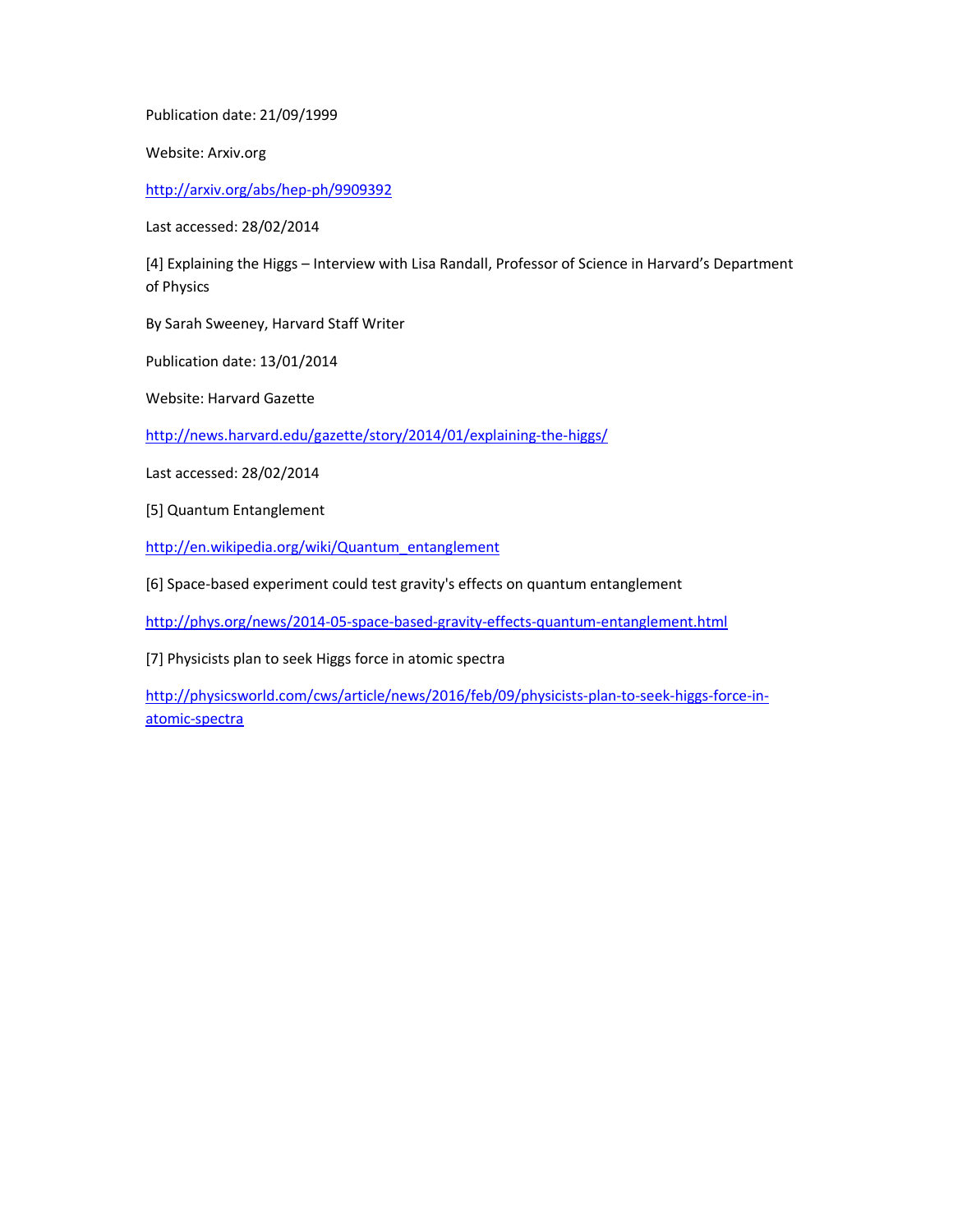Publication date: 21/09/1999

Website: Arxiv.org

http://arxiv.org/abs/hep-ph/9909392

Last accessed: 28/02/2014

[4] Explaining the Higgs – Interview with Lisa Randall, Professor of Science in Harvard's Department of Physics

By Sarah Sweeney, Harvard Staff Writer

Publication date: 13/01/2014

Website: Harvard Gazette

http://news.harvard.edu/gazette/story/2014/01/explaining-the-higgs/

Last accessed: 28/02/2014

[5] Quantum Entanglement

http://en.wikipedia.org/wiki/Quantum_entanglement

[6] Space-based experiment could test gravity's effects on quantum entanglement

http://phys.org/news/2014-05-space-based-gravity-effects-quantum-entanglement.html

[7] Physicists plan to seek Higgs force in atomic spectra

http://physicsworld.com/cws/article/news/2016/feb/09/physicists-plan-to-seek-higgs-force-in-atomic-spectra